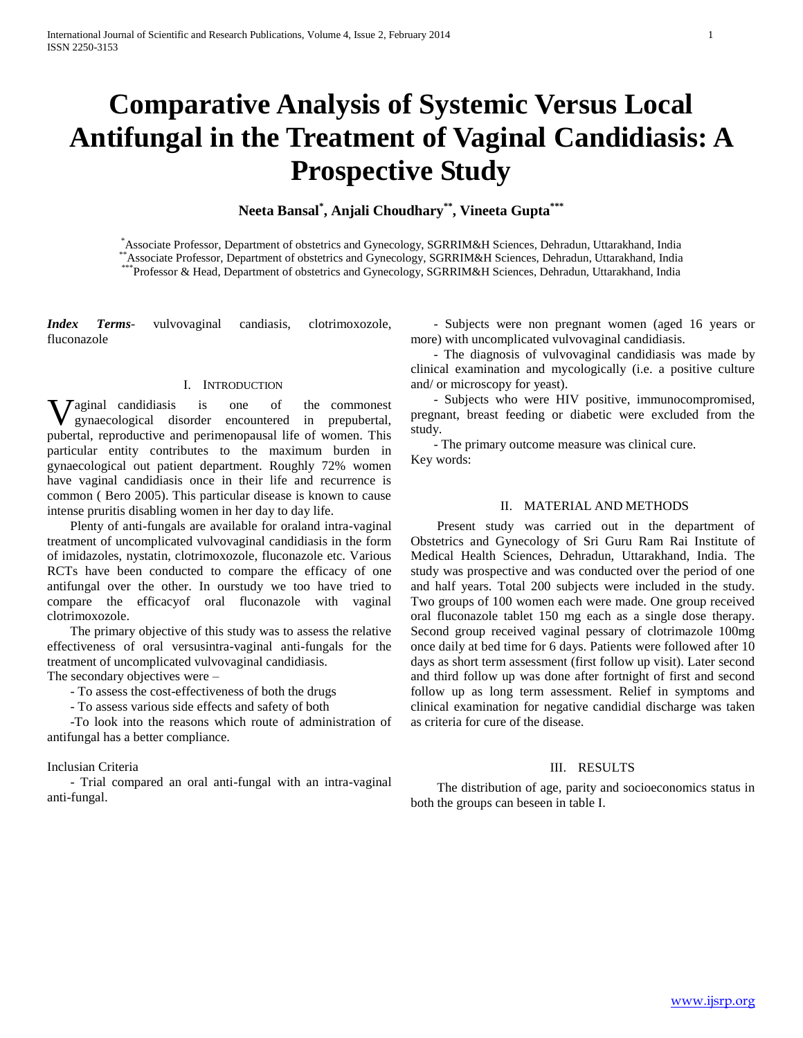# Comparative Analysis of Systemic Versus Local Antifungal in the Treatment of Vaginal Candidiasis: A Prospective Study

**Neeta Bansal[*], Anjali Choudhary[**], Vineeta Gupta[***]**

[*]Associate Professor, Department of obstetrics and Gynecology, SGRRIM&H Sciences, Dehradun, Uttarakhand, India
[**]Associate Professor, Department of obstetrics and Gynecology, SGRRIM&H Sciences, Dehradun, Uttarakhand, India
[***]Professor & Head, Department of obstetrics and Gynecology, SGRRIM&H Sciences, Dehradun, Uttarakhand, India

***Index Terms***- vulvovaginal candiasis, clotrimoxozole, fluconazole

## I. Introduction

Vaginal candidiasis is one of the commonest gynaecological disorder encountered in prepubertal, pubertal, reproductive and perimenopausal life of women. This particular entity contributes to the maximum burden in gynaecological out patient department. Roughly 72% women have vaginal candidiasis once in their life and recurrence is common ( Bero 2005). This particular disease is known to cause intense pruritis disabling women in her day to day life.

Plenty of anti-fungals are available for oraland intra-vaginal treatment of uncomplicated vulvovaginal candidiasis in the form of imidazoles, nystatin, clotrimoxozole, fluconazole etc. Various RCTs have been conducted to compare the efficacy of one antifungal over the other. In ourstudy we too have tried to compare the efficacyof oral fluconazole with vaginal clotrimoxozole.

The primary objective of this study was to assess the relative effectiveness of oral versusintra-vaginal anti-fungals for the treatment of uncomplicated vulvovaginal candidiasis.
The secondary objectives were –

- To assess the cost-effectiveness of both the drugs
- To assess various side effects and safety of both
- To look into the reasons which route of administration of antifungal has a better compliance.

Inclusian Criteria

- Trial compared an oral anti-fungal with an intra-vaginal anti-fungal.
- Subjects were non pregnant women (aged 16 years or more) with uncomplicated vulvovaginal candidiasis.
- The diagnosis of vulvovaginal candidiasis was made by clinical examination and mycologically (i.e. a positive culture and/ or microscopy for yeast).
- Subjects who were HIV positive, immunocompromised, pregnant, breast feeding or diabetic were excluded from the study.
- The primary outcome measure was clinical cure.

Key words:

## II. Material and Methods

Present study was carried out in the department of Obstetrics and Gynecology of Sri Guru Ram Rai Institute of Medical Health Sciences, Dehradun, Uttarakhand, India. The study was prospective and was conducted over the period of one and half years. Total 200 subjects were included in the study. Two groups of 100 women each were made. One group received oral fluconazole tablet 150 mg each as a single dose therapy. Second group received vaginal pessary of clotrimazole 100mg once daily at bed time for 6 days. Patients were followed after 10 days as short term assessment (first follow up visit). Later second and third follow up was done after fortnight of first and second follow up as long term assessment. Relief in symptoms and clinical examination for negative candidial discharge was taken as criteria for cure of the disease.

## III. Results

The distribution of age, parity and socioeconomics status in both the groups can beseen in table I.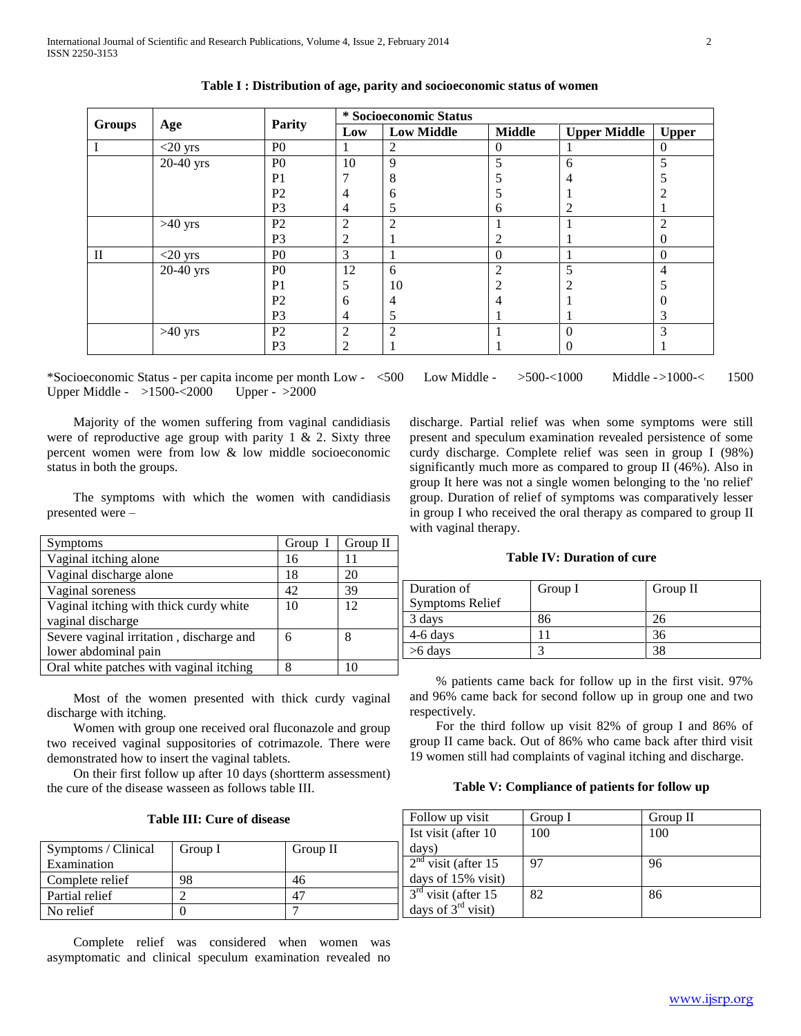**Table I : Distribution of age, parity and socioeconomic status of women**

| Groups | Age | Parity | * Socioeconomic Status | | | | |
|---|---|---|---|---|---|---|---|
| | | | Low | Low Middle | Middle | Upper Middle | Upper |
| I | <20 yrs | P0 | 1 | 2 | 0 | 1 | 0 |
| | 20-40 yrs | P0 | 10 | 9 | 5 | 6 | 5 |
| | | P1 | 7 | 8 | 5 | 4 | 5 |
| | | P2 | 4 | 6 | 5 | 1 | 2 |
| | | P3 | 4 | 5 | 6 | 2 | 1 |
| | >40 yrs | P2 | 2 | 2 | 1 | 1 | 2 |
| | | P3 | 2 | 1 | 2 | 1 | 0 |
| II | <20 yrs | P0 | 3 | 1 | 0 | 1 | 0 |
| | 20-40 yrs | P0 | 12 | 6 | 2 | 5 | 4 |
| | | P1 | 5 | 10 | 2 | 2 | 5 |
| | | P2 | 6 | 4 | 4 | 1 | 0 |
| | | P3 | 4 | 5 | 1 | 1 | 3 |
| | >40 yrs | P2 | 2 | 2 | 1 | 0 | 3 |
| | | P3 | 2 | 1 | 1 | 0 | 1 |

*Socioeconomic Status - per capita income per month Low - <500 Low Middle - >500-<1000 Middle ->1000-< 1500 Upper Middle - >1500-<2000 Upper - >2000

Majority of the women suffering from vaginal candidiasis were of reproductive age group with parity 1 & 2. Sixty three percent women were from low & low middle socioeconomic status in both the groups.

The symptoms with which the women with candidiasis presented were –

| Symptoms | Group I | Group II |
|---|---|---|
| Vaginal itching alone | 16 | 11 |
| Vaginal discharge alone | 18 | 20 |
| Vaginal soreness | 42 | 39 |
| Vaginal itching with thick curdy white vaginal discharge | 10 | 12 |
| Severe vaginal irritation , discharge and lower abdominal pain | 6 | 8 |
| Oral white patches with vaginal itching | 8 | 10 |

Most of the women presented with thick curdy vaginal discharge with itching.

Women with group one received oral fluconazole and group two received vaginal suppositories of cotrimazole. There were demonstrated how to insert the vaginal tablets.

On their first follow up after 10 days (shortterm assessment) the cure of the disease wasseen as follows table III.

**Table III: Cure of disease**

| Symptoms / Clinical Examination | Group I | Group II |
|---|---|---|
| Complete relief | 98 | 46 |
| Partial relief | 2 | 47 |
| No relief | 0 | 7 |

Complete relief was considered when women was asymptomatic and clinical speculum examination revealed no discharge. Partial relief was when some symptoms were still present and speculum examination revealed persistence of some curdy discharge. Complete relief was seen in group I (98%) significantly much more as compared to group II (46%). Also in group It here was not a single women belonging to the 'no relief' group. Duration of relief of symptoms was comparatively lesser in group I who received the oral therapy as compared to group II with vaginal therapy.

**Table IV: Duration of cure**

| Duration of Symptoms Relief | Group I | Group II |
|---|---|---|
| 3 days | 86 | 26 |
| 4-6 days | 11 | 36 |
| >6 days | 3 | 38 |

% patients came back for follow up in the first visit. 97% and 96% came back for second follow up in group one and two respectively.

For the third follow up visit 82% of group I and 86% of group II came back. Out of 86% who came back after third visit 19 women still had complaints of vaginal itching and discharge.

**Table V: Compliance of patients for follow up**

| Follow up visit | Group I | Group II |
|---|---|---|
| Ist visit (after 10 days) | 100 | 100 |
| 2nd visit (after 15 days of 15% visit) | 97 | 96 |
| 3rd visit (after 15 days of 3rd visit) | 82 | 86 |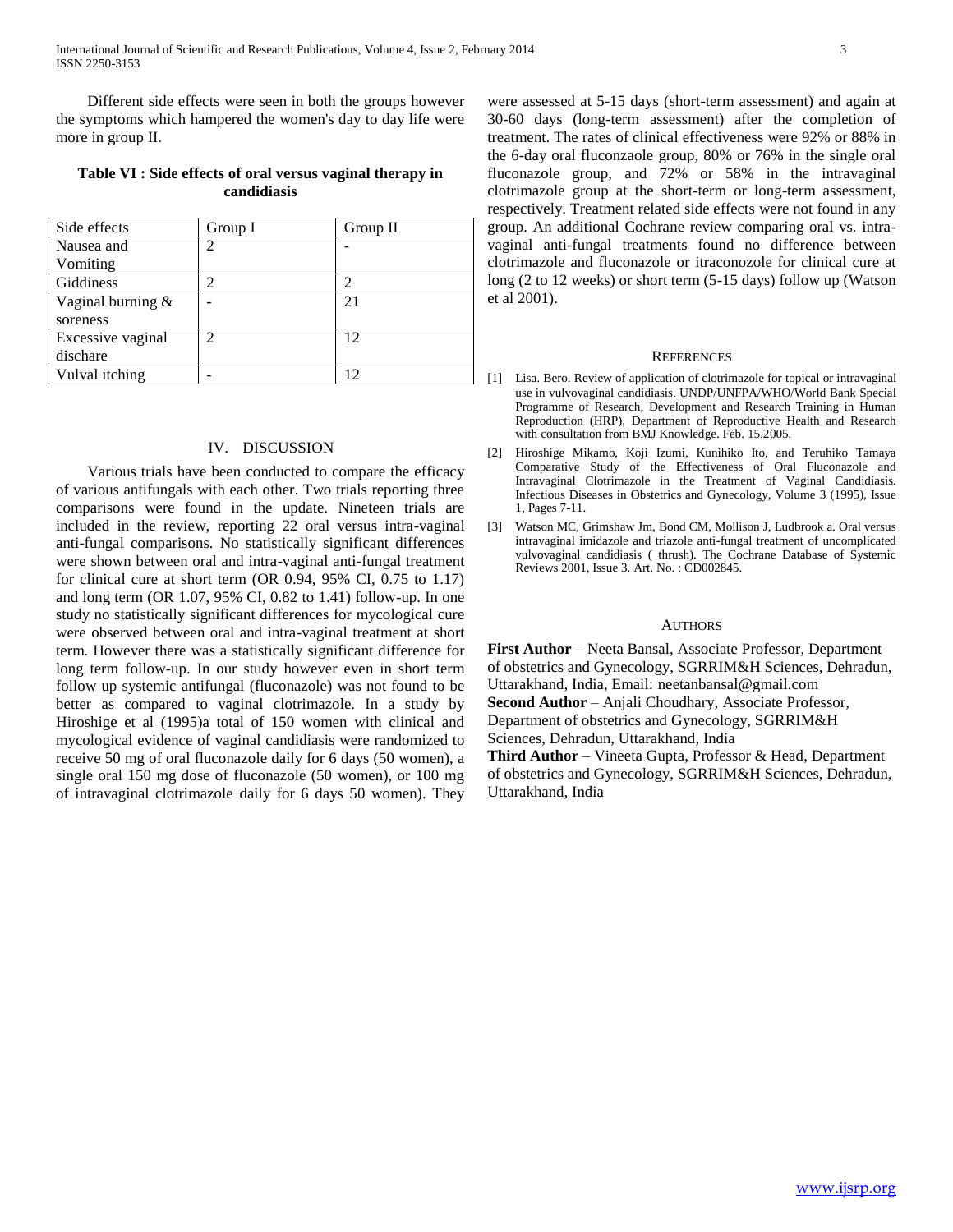Different side effects were seen in both the groups however the symptoms which hampered the women's day to day life were more in group II.

**Table VI : Side effects of oral versus vaginal therapy in candidiasis**

| Side effects | Group I | Group II |
|---|---|---|
| Nausea and Vomiting | 2 | - |
| Giddiness | 2 | 2 |
| Vaginal burning & soreness | - | 21 |
| Excessive vaginal dischare | 2 | 12 |
| Vulval itching | - | 12 |

## IV. DISCUSSION

Various trials have been conducted to compare the efficacy of various antifungals with each other. Two trials reporting three comparisons were found in the update. Nineteen trials are included in the review, reporting 22 oral versus intra-vaginal anti-fungal comparisons. No statistically significant differences were shown between oral and intra-vaginal anti-fungal treatment for clinical cure at short term (OR 0.94, 95% CI, 0.75 to 1.17) and long term (OR 1.07, 95% CI, 0.82 to 1.41) follow-up. In one study no statistically significant differences for mycological cure were observed between oral and intra-vaginal treatment at short term. However there was a statistically significant difference for long term follow-up. In our study however even in short term follow up systemic antifungal (fluconazole) was not found to be better as compared to vaginal clotrimazole. In a study by Hiroshige et al (1995)a total of 150 women with clinical and mycological evidence of vaginal candidiasis were randomized to receive 50 mg of oral fluconazole daily for 6 days (50 women), a single oral 150 mg dose of fluconazole (50 women), or 100 mg of intravaginal clotrimazole daily for 6 days 50 women). They were assessed at 5-15 days (short-term assessment) and again at 30-60 days (long-term assessment) after the completion of treatment. The rates of clinical effectiveness were 92% or 88% in the 6-day oral fluconzaole group, 80% or 76% in the single oral fluconazole group, and 72% or 58% in the intravaginal clotrimazole group at the short-term or long-term assessment, respectively. Treatment related side effects were not found in any group. An additional Cochrane review comparing oral vs. intra-vaginal anti-fungal treatments found no difference between clotrimazole and fluconazole or itraconozole for clinical cure at long (2 to 12 weeks) or short term (5-15 days) follow up (Watson et al 2001).

## REFERENCES

[1] Lisa. Bero. Review of application of clotrimazole for topical or intravaginal use in vulvovaginal candidiasis. UNDP/UNFPA/WHO/World Bank Special Programme of Research, Development and Research Training in Human Reproduction (HRP), Department of Reproductive Health and Research with consultation from BMJ Knowledge. Feb. 15,2005.

[2] Hiroshige Mikamo, Koji Izumi, Kunihiko Ito, and Teruhiko Tamaya Comparative Study of the Effectiveness of Oral Fluconazole and Intravaginal Clotrimazole in the Treatment of Vaginal Candidiasis. Infectious Diseases in Obstetrics and Gynecology, Volume 3 (1995), Issue 1, Pages 7-11.

[3] Watson MC, Grimshaw Jm, Bond CM, Mollison J, Ludbrook a. Oral versus intravaginal imidazole and triazole anti-fungal treatment of uncomplicated vulvovaginal candidiasis ( thrush). The Cochrane Database of Systemic Reviews 2001, Issue 3. Art. No. : CD002845.

## AUTHORS

**First Author** – Neeta Bansal, Associate Professor, Department of obstetrics and Gynecology, SGRRIM&H Sciences, Dehradun, Uttarakhand, India, Email: neetanbansal@gmail.com

**Second Author** – Anjali Choudhary, Associate Professor, Department of obstetrics and Gynecology, SGRRIM&H Sciences, Dehradun, Uttarakhand, India

**Third Author** – Vineeta Gupta, Professor & Head, Department of obstetrics and Gynecology, SGRRIM&H Sciences, Dehradun, Uttarakhand, India